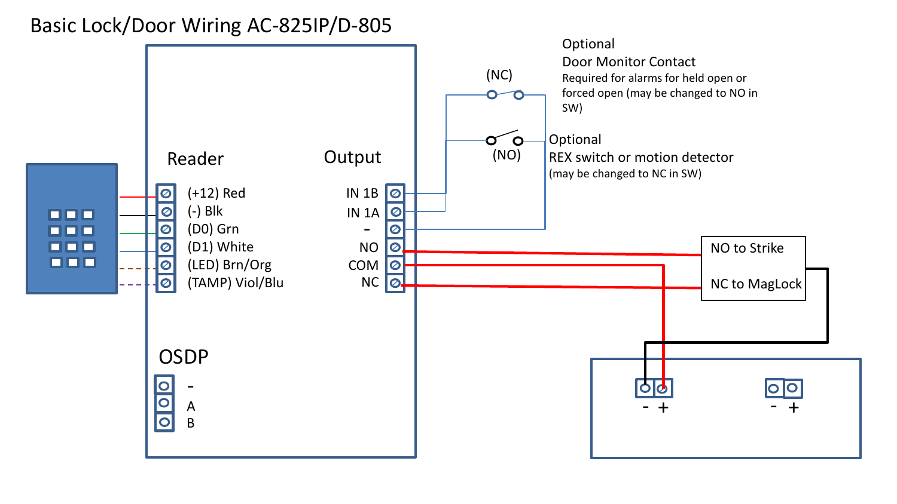# Basic Lock/Door Wiring AC-825IP/D-805

Optional
Door Monitor Contact
Required for alarms for held open or forced open (may be changed to NO in SW)

(NC)

(NO)

Optional
REX switch or motion detector
(may be changed to NC in SW)

**Reader**

- (+12) Red
- (-) Blk
- (D0) Grn
- (D1) White
- (LED) Brn/Org
- (TAMP) Viol/Blu

**Output**

- IN 1B
- IN 1A
- -
- NO
- COM
- NC

NO to Strike

NC to MagLock

**OSDP**

- -
- A
- B

- +

- +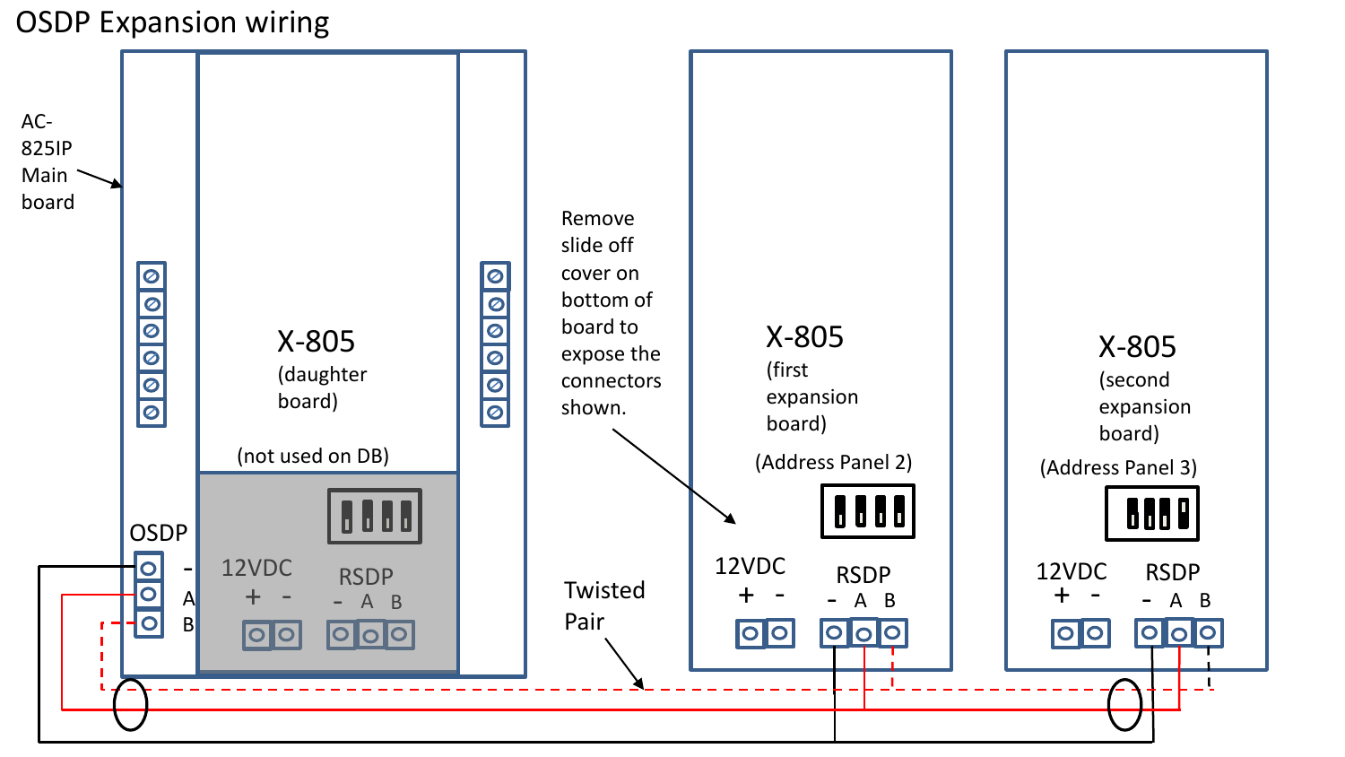# OSDP Expansion wiring

AC-825IP Main board

X-805 (daughter board)

(not used on DB)

OSDP
- 
A
B

12VDC
+ -

RSDP
- A B

Remove slide off cover on bottom of board to expose the connectors shown.

Twisted Pair

X-805 (first expansion board)

(Address Panel 2)

12VDC
+ -

RSDP
- A B

X-805 (second expansion board)

(Address Panel 3)

12VDC
+ -

RSDP
- A B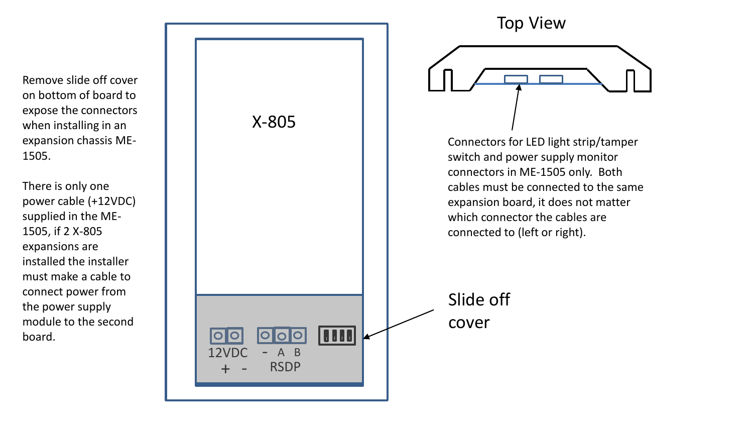Remove slide off cover on bottom of board to expose the connectors when installing in an expansion chassis ME-1505.

There is only one power cable (+12VDC) supplied in the ME-1505, if 2 X-805 expansions are installed the installer must make a cable to connect power from the power supply module to the second board.

X-805

12VDC
\+ -

\- A B
RSDP

Slide off cover

## Top View

Connectors for LED light strip/tamper switch and power supply monitor connectors in ME-1505 only. Both cables must be connected to the same expansion board, it does not matter which connector the cables are connected to (left or right).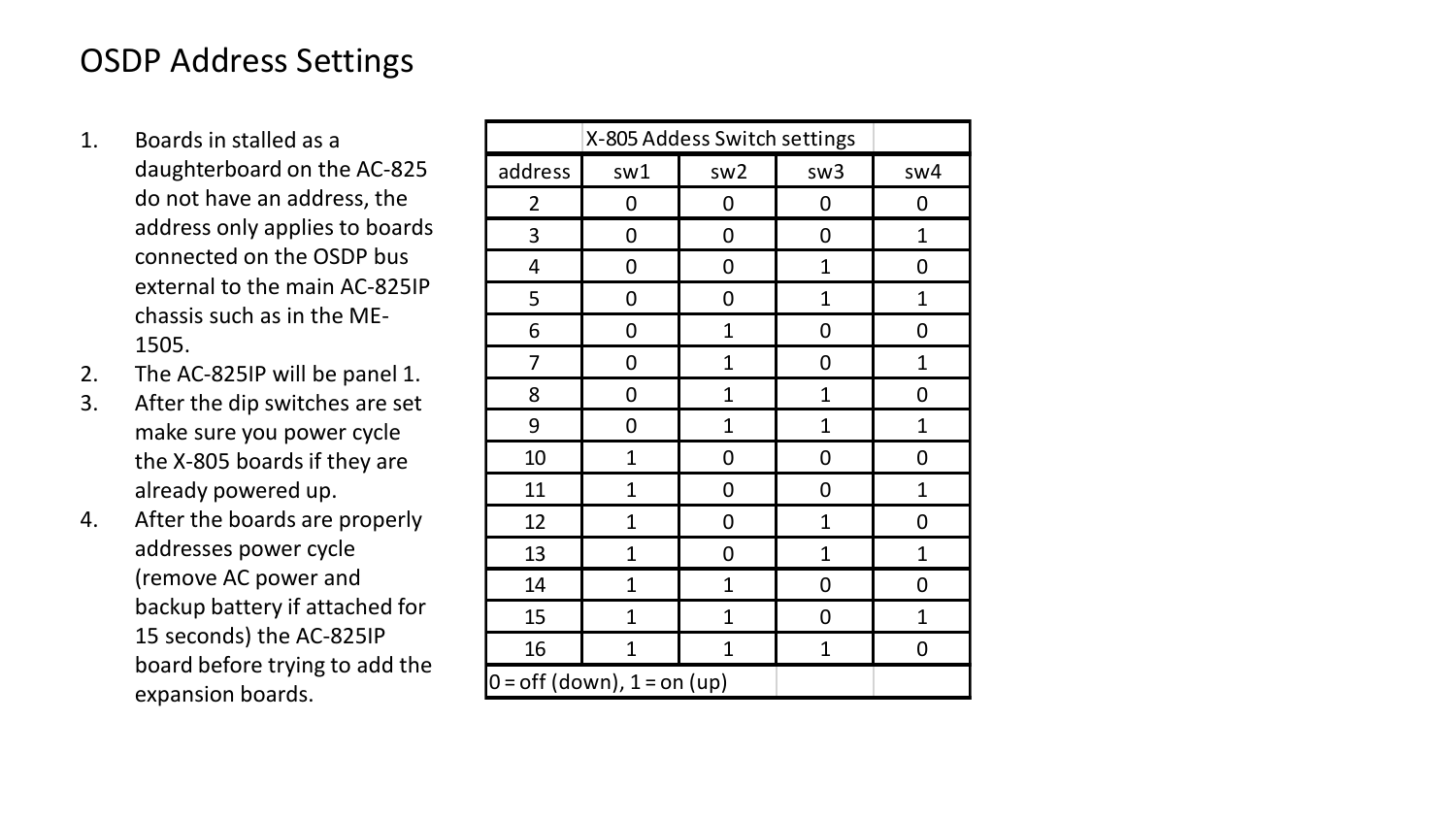# OSDP Address Settings

1. Boards in stalled as a daughterboard on the AC-825 do not have an address, the address only applies to boards connected on the OSDP bus external to the main AC-825IP chassis such as in the ME-1505.
2. The AC-825IP will be panel 1.
3. After the dip switches are set make sure you power cycle the X-805 boards if they are already powered up.
4. After the boards are properly addresses power cycle (remove AC power and backup battery if attached for 15 seconds) the AC-825IP board before trying to add the expansion boards.

| | X-805 Addess Switch settings | | | |
|---|---|---|---|---|
| address | sw1 | sw2 | sw3 | sw4 |
| 2 | 0 | 0 | 0 | 0 |
| 3 | 0 | 0 | 0 | 1 |
| 4 | 0 | 0 | 1 | 0 |
| 5 | 0 | 0 | 1 | 1 |
| 6 | 0 | 1 | 0 | 0 |
| 7 | 0 | 1 | 0 | 1 |
| 8 | 0 | 1 | 1 | 0 |
| 9 | 0 | 1 | 1 | 1 |
| 10 | 1 | 0 | 0 | 0 |
| 11 | 1 | 0 | 0 | 1 |
| 12 | 1 | 0 | 1 | 0 |
| 13 | 1 | 0 | 1 | 1 |
| 14 | 1 | 1 | 0 | 0 |
| 15 | 1 | 1 | 0 | 1 |
| 16 | 1 | 1 | 1 | 0 |
| 0 = off (down), 1 = on (up) | | | | |